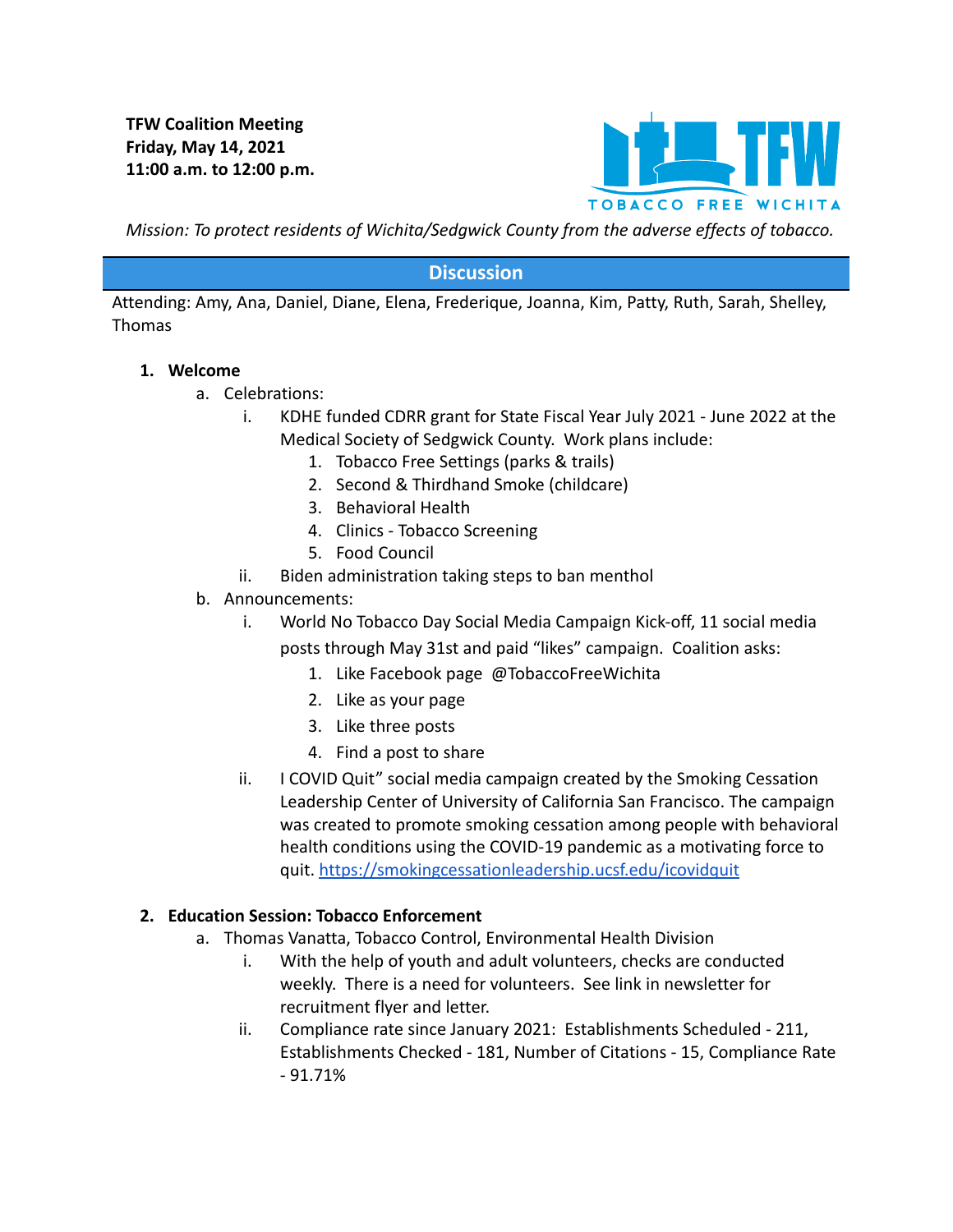**TFW Coalition Meeting**
**Friday, May 14, 2021**
**11:00 a.m. to 12:00 p.m.**

TOBACCO FREE WICHITA

*Mission: To protect residents of Wichita/Sedgwick County from the adverse effects of tobacco.*

## Discussion

Attending: Amy, Ana, Daniel, Diane, Elena, Frederique, Joanna, Kim, Patty, Ruth, Sarah, Shelley, Thomas

1. **Welcome**
   a. Celebrations:
      i. KDHE funded CDRR grant for State Fiscal Year July 2021 - June 2022 at the Medical Society of Sedgwick County. Work plans include:
         1. Tobacco Free Settings (parks & trails)
         2. Second & Thirdhand Smoke (childcare)
         3. Behavioral Health
         4. Clinics - Tobacco Screening
         5. Food Council
      ii. Biden administration taking steps to ban menthol
   b. Announcements:
      i. World No Tobacco Day Social Media Campaign Kick-off, 11 social media posts through May 31st and paid "likes" campaign. Coalition asks:
         1. Like Facebook page @TobaccoFreeWichita
         2. Like as your page
         3. Like three posts
         4. Find a post to share
      ii. I COVID Quit" social media campaign created by the Smoking Cessation Leadership Center of University of California San Francisco. The campaign was created to promote smoking cessation among people with behavioral health conditions using the COVID-19 pandemic as a motivating force to quit. https://smokingcessationleadership.ucsf.edu/icovidquit

2. **Education Session: Tobacco Enforcement**
   a. Thomas Vanatta, Tobacco Control, Environmental Health Division
      i. With the help of youth and adult volunteers, checks are conducted weekly. There is a need for volunteers. See link in newsletter for recruitment flyer and letter.
      ii. Compliance rate since January 2021: Establishments Scheduled - 211, Establishments Checked - 181, Number of Citations - 15, Compliance Rate - 91.71%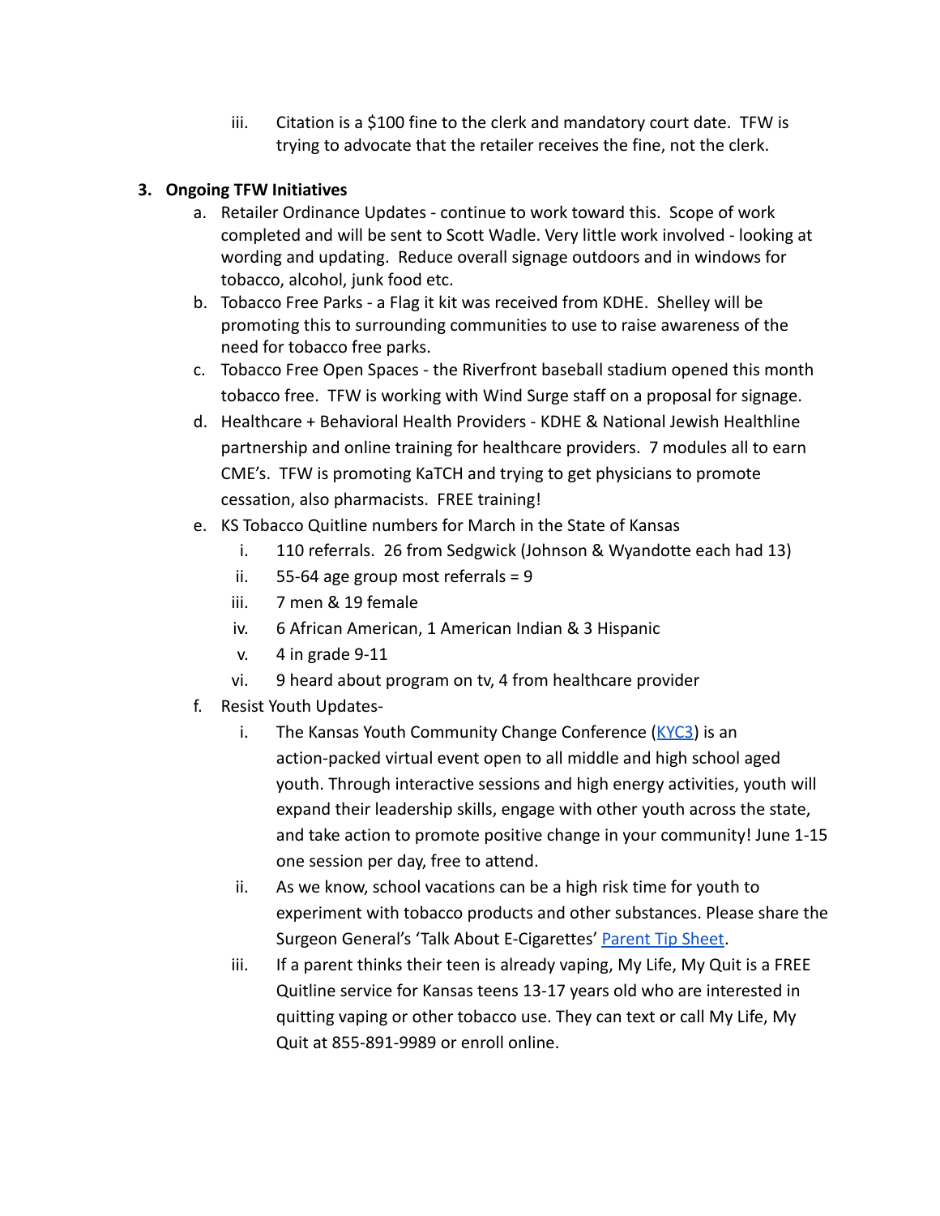iii. Citation is a $100 fine to the clerk and mandatory court date. TFW is trying to advocate that the retailer receives the fine, not the clerk.

**3. Ongoing TFW Initiatives**

a. Retailer Ordinance Updates - continue to work toward this. Scope of work completed and will be sent to Scott Wadle. Very little work involved - looking at wording and updating. Reduce overall signage outdoors and in windows for tobacco, alcohol, junk food etc.

b. Tobacco Free Parks - a Flag it kit was received from KDHE. Shelley will be promoting this to surrounding communities to use to raise awareness of the need for tobacco free parks.

c. Tobacco Free Open Spaces - the Riverfront baseball stadium opened this month tobacco free. TFW is working with Wind Surge staff on a proposal for signage.

d. Healthcare + Behavioral Health Providers - KDHE & National Jewish Healthline partnership and online training for healthcare providers. 7 modules all to earn CME's. TFW is promoting KaTCH and trying to get physicians to promote cessation, also pharmacists. FREE training!

e. KS Tobacco Quitline numbers for March in the State of Kansas

   i. 110 referrals. 26 from Sedgwick (Johnson & Wyandotte each had 13)
   
   ii. 55-64 age group most referrals = 9
   
   iii. 7 men & 19 female
   
   iv. 6 African American, 1 American Indian & 3 Hispanic
   
   v. 4 in grade 9-11
   
   vi. 9 heard about program on tv, 4 from healthcare provider

f. Resist Youth Updates-

   i. The Kansas Youth Community Change Conference (KYC3) is an action-packed virtual event open to all middle and high school aged youth. Through interactive sessions and high energy activities, youth will expand their leadership skills, engage with other youth across the state, and take action to promote positive change in your community! June 1-15 one session per day, free to attend.
   
   ii. As we know, school vacations can be a high risk time for youth to experiment with tobacco products and other substances. Please share the Surgeon General's 'Talk About E-Cigarettes' Parent Tip Sheet.
   
   iii. If a parent thinks their teen is already vaping, My Life, My Quit is a FREE Quitline service for Kansas teens 13-17 years old who are interested in quitting vaping or other tobacco use. They can text or call My Life, My Quit at 855-891-9989 or enroll online.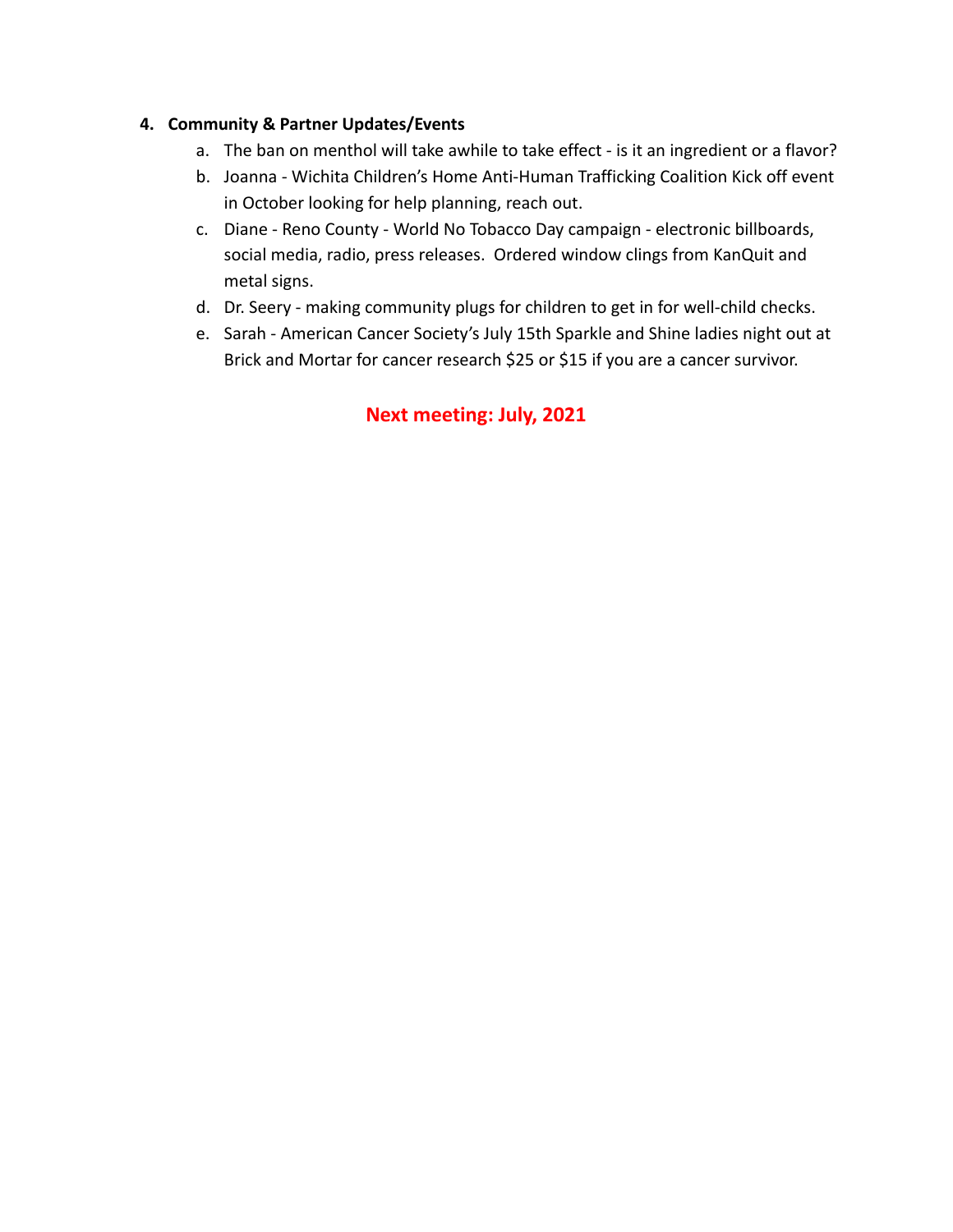4. **Community & Partner Updates/Events**
    a. The ban on menthol will take awhile to take effect - is it an ingredient or a flavor?
    b. Joanna - Wichita Children's Home Anti-Human Trafficking Coalition Kick off event in October looking for help planning, reach out.
    c. Diane - Reno County - World No Tobacco Day campaign - electronic billboards, social media, radio, press releases. Ordered window clings from KanQuit and metal signs.
    d. Dr. Seery - making community plugs for children to get in for well-child checks.
    e. Sarah - American Cancer Society's July 15th Sparkle and Shine ladies night out at Brick and Mortar for cancer research $25 or $15 if you are a cancer survivor.

**Next meeting: July, 2021**